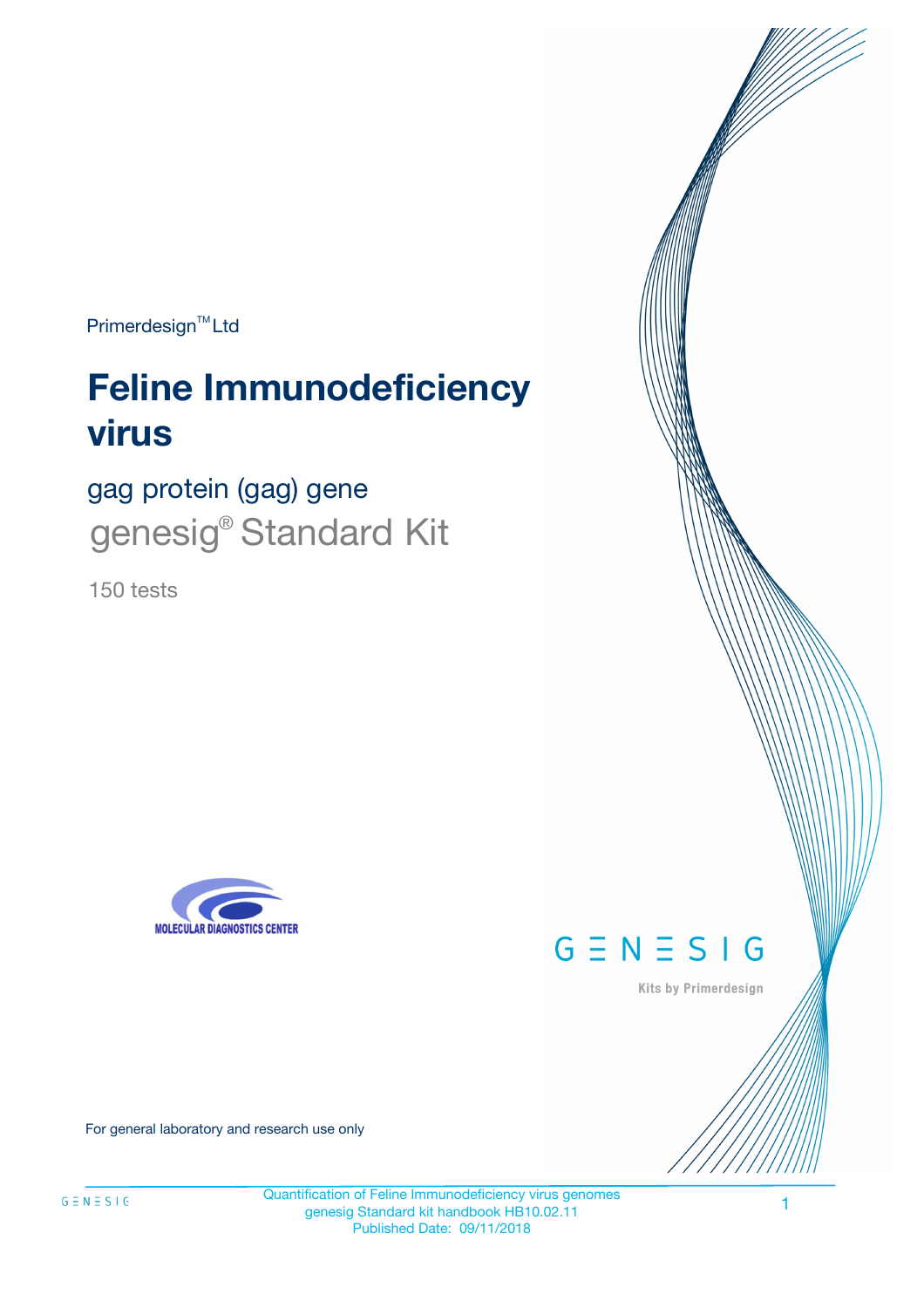Primerdesign™ Ltd

# Feline Immunodeficiency virus

## gag protein (gag) gene

## genesig® Standard Kit

150 tests

MOLECULAR DIAGNOSTICS CENTER

GENESIG

Kits by Primerdesign

For general laboratory and research use only

Quantification of Feline Immunodeficiency virus genomes
genesig Standard kit handbook HB10.02.11
Published Date: 09/11/2018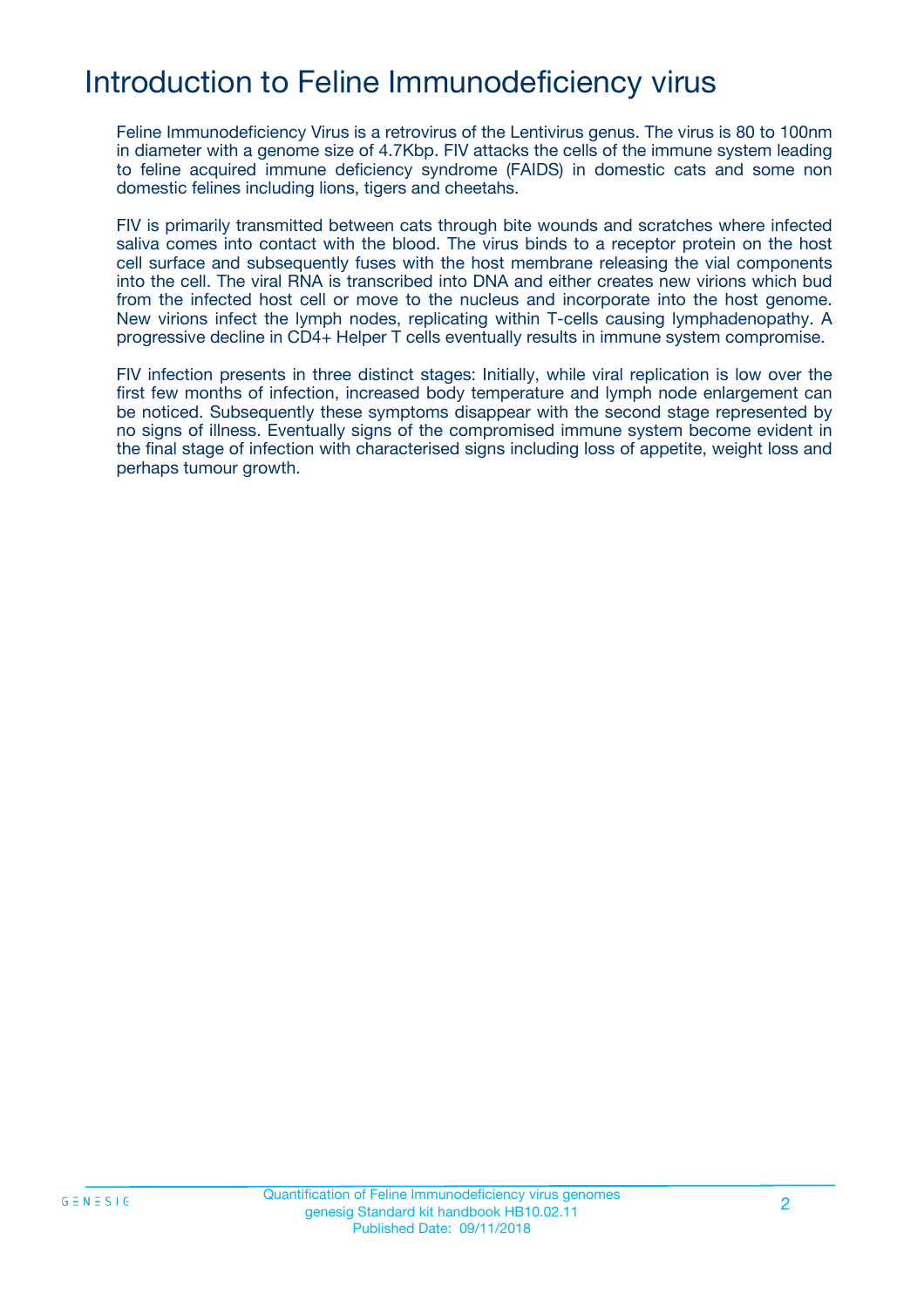# Introduction to Feline Immunodeficiency virus

Feline Immunodeficiency Virus is a retrovirus of the Lentivirus genus. The virus is 80 to 100nm in diameter with a genome size of 4.7Kbp. FIV attacks the cells of the immune system leading to feline acquired immune deficiency syndrome (FAIDS) in domestic cats and some non domestic felines including lions, tigers and cheetahs.

FIV is primarily transmitted between cats through bite wounds and scratches where infected saliva comes into contact with the blood. The virus binds to a receptor protein on the host cell surface and subsequently fuses with the host membrane releasing the vial components into the cell. The viral RNA is transcribed into DNA and either creates new virions which bud from the infected host cell or move to the nucleus and incorporate into the host genome. New virions infect the lymph nodes, replicating within T-cells causing lymphadenopathy. A progressive decline in CD4+ Helper T cells eventually results in immune system compromise.

FIV infection presents in three distinct stages: Initially, while viral replication is low over the first few months of infection, increased body temperature and lymph node enlargement can be noticed. Subsequently these symptoms disappear with the second stage represented by no signs of illness. Eventually signs of the compromised immune system become evident in the final stage of infection with characterised signs including loss of appetite, weight loss and perhaps tumour growth.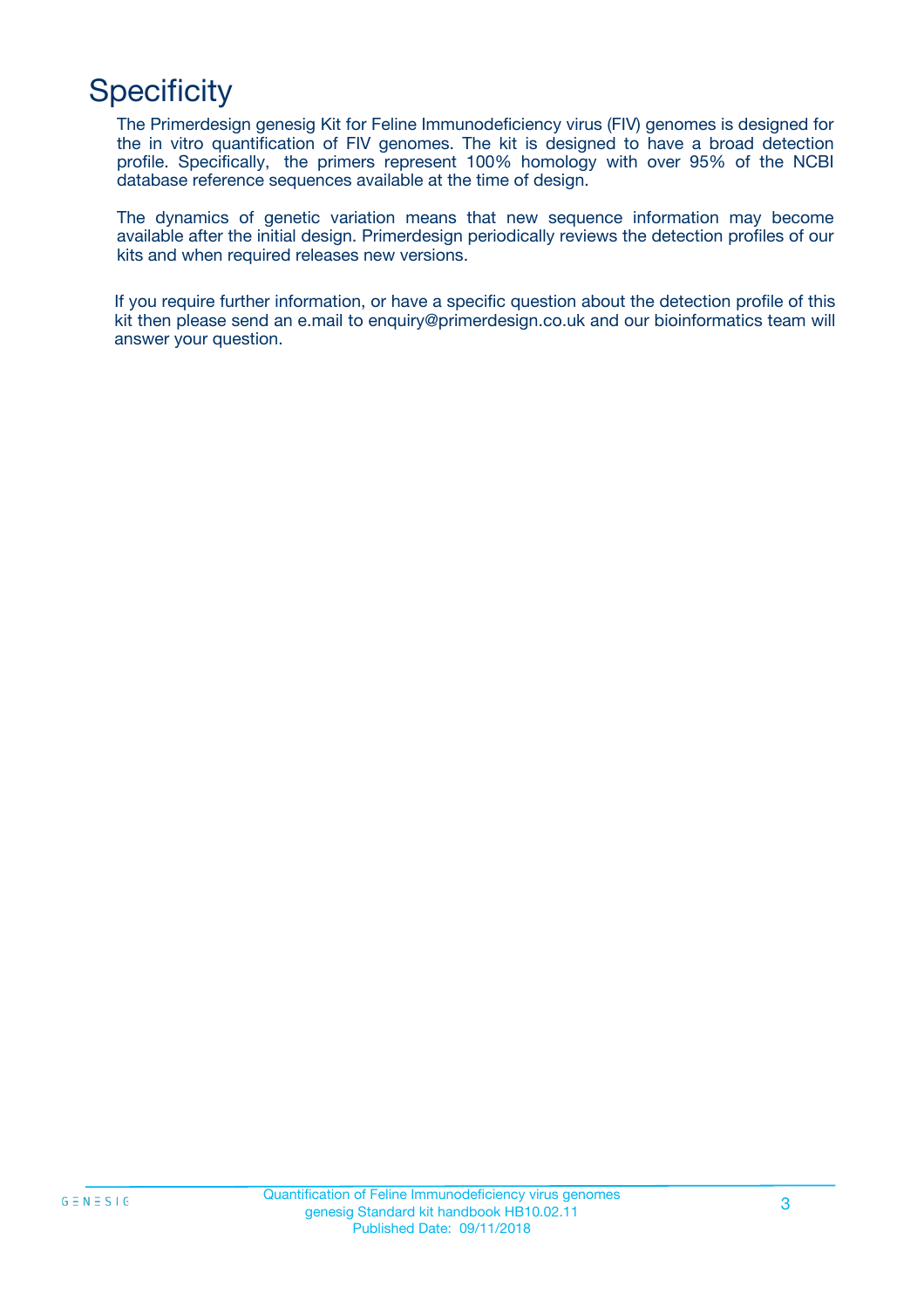# Specificity

The Primerdesign genesig Kit for Feline Immunodeficiency virus (FIV) genomes is designed for the in vitro quantification of FIV genomes. The kit is designed to have a broad detection profile. Specifically, the primers represent 100% homology with over 95% of the NCBI database reference sequences available at the time of design.

The dynamics of genetic variation means that new sequence information may become available after the initial design. Primerdesign periodically reviews the detection profiles of our kits and when required releases new versions.

If you require further information, or have a specific question about the detection profile of this kit then please send an e.mail to enquiry@primerdesign.co.uk and our bioinformatics team will answer your question.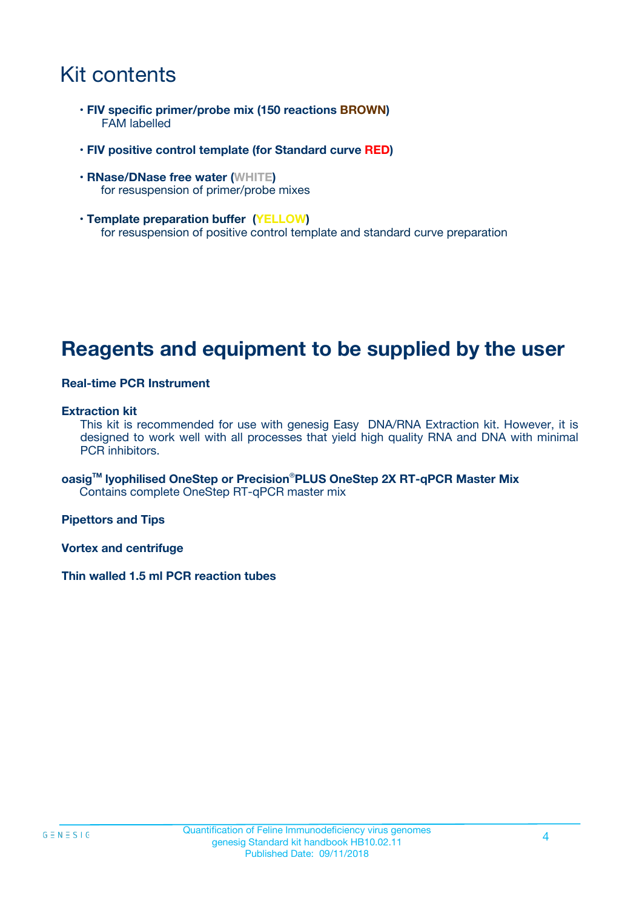# Kit contents

- **FIV specific primer/probe mix (150 reactions BROWN)**
  FAM labelled

- **FIV positive control template (for Standard curve RED)**

- **RNase/DNase free water (WHITE)**
  for resuspension of primer/probe mixes

- **Template preparation buffer (YELLOW)**
  for resuspension of positive control template and standard curve preparation

# Reagents and equipment to be supplied by the user

**Real-time PCR Instrument**

**Extraction kit**
This kit is recommended for use with genesig Easy DNA/RNA Extraction kit. However, it is designed to work well with all processes that yield high quality RNA and DNA with minimal PCR inhibitors.

**oasig™ lyophilised OneStep or Precision®PLUS OneStep 2X RT-qPCR Master Mix**
Contains complete OneStep RT-qPCR master mix

**Pipettors and Tips**

**Vortex and centrifuge**

**Thin walled 1.5 ml PCR reaction tubes**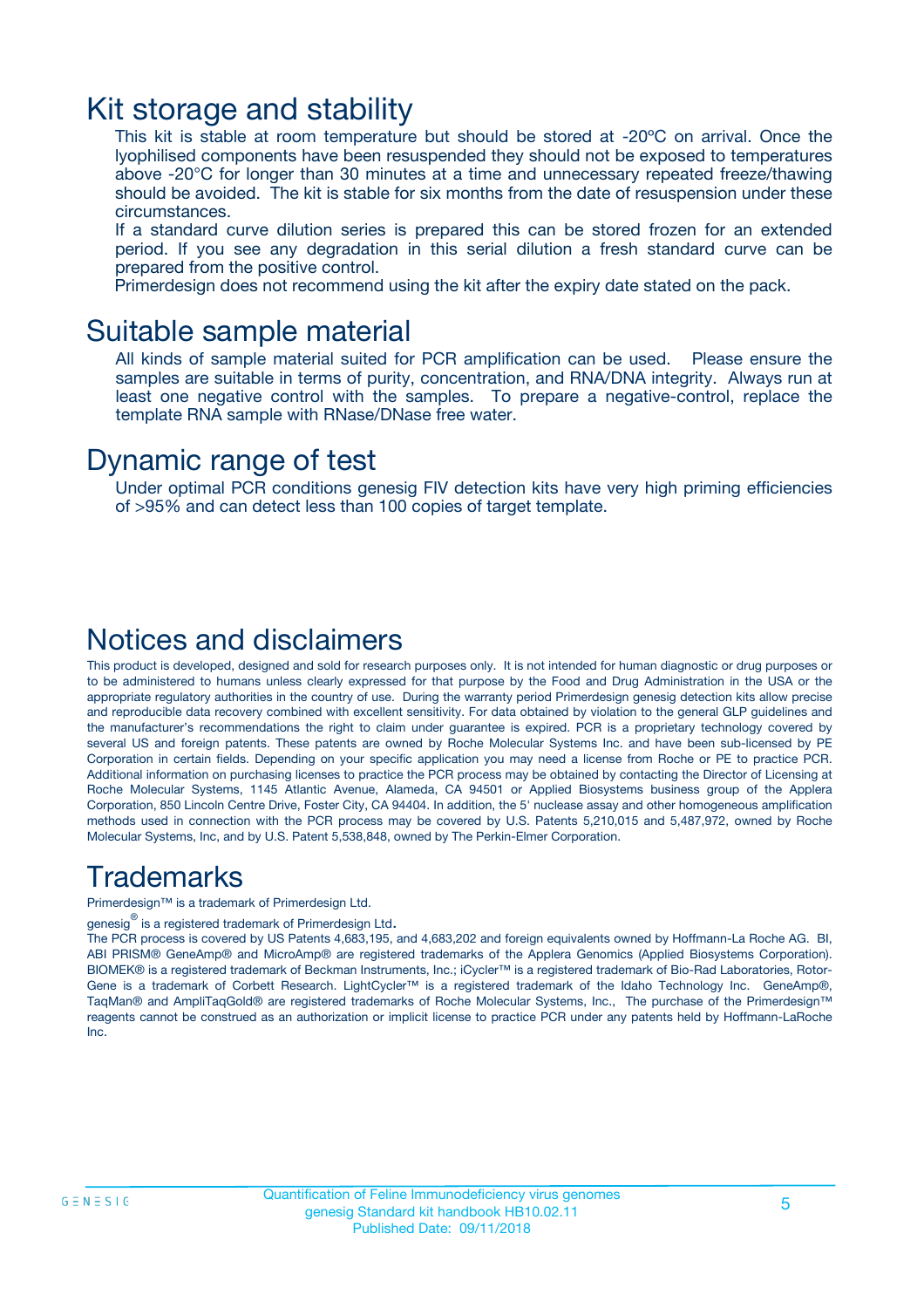# Kit storage and stability

This kit is stable at room temperature but should be stored at -20ºC on arrival. Once the lyophilised components have been resuspended they should not be exposed to temperatures above -20°C for longer than 30 minutes at a time and unnecessary repeated freeze/thawing should be avoided. The kit is stable for six months from the date of resuspension under these circumstances.

If a standard curve dilution series is prepared this can be stored frozen for an extended period. If you see any degradation in this serial dilution a fresh standard curve can be prepared from the positive control.

Primerdesign does not recommend using the kit after the expiry date stated on the pack.

# Suitable sample material

All kinds of sample material suited for PCR amplification can be used. Please ensure the samples are suitable in terms of purity, concentration, and RNA/DNA integrity. Always run at least one negative control with the samples. To prepare a negative-control, replace the template RNA sample with RNase/DNase free water.

# Dynamic range of test

Under optimal PCR conditions genesig FIV detection kits have very high priming efficiencies of >95% and can detect less than 100 copies of target template.

# Notices and disclaimers

This product is developed, designed and sold for research purposes only. It is not intended for human diagnostic or drug purposes or to be administered to humans unless clearly expressed for that purpose by the Food and Drug Administration in the USA or the appropriate regulatory authorities in the country of use. During the warranty period Primerdesign genesig detection kits allow precise and reproducible data recovery combined with excellent sensitivity. For data obtained by violation to the general GLP guidelines and the manufacturer's recommendations the right to claim under guarantee is expired. PCR is a proprietary technology covered by several US and foreign patents. These patents are owned by Roche Molecular Systems Inc. and have been sub-licensed by PE Corporation in certain fields. Depending on your specific application you may need a license from Roche or PE to practice PCR. Additional information on purchasing licenses to practice the PCR process may be obtained by contacting the Director of Licensing at Roche Molecular Systems, 1145 Atlantic Avenue, Alameda, CA 94501 or Applied Biosystems business group of the Applera Corporation, 850 Lincoln Centre Drive, Foster City, CA 94404. In addition, the 5' nuclease assay and other homogeneous amplification methods used in connection with the PCR process may be covered by U.S. Patents 5,210,015 and 5,487,972, owned by Roche Molecular Systems, Inc, and by U.S. Patent 5,538,848, owned by The Perkin-Elmer Corporation.

# Trademarks

Primerdesign™ is a trademark of Primerdesign Ltd.

genesig® is a registered trademark of Primerdesign Ltd.

The PCR process is covered by US Patents 4,683,195, and 4,683,202 and foreign equivalents owned by Hoffmann-La Roche AG. BI, ABI PRISM® GeneAmp® and MicroAmp® are registered trademarks of the Applera Genomics (Applied Biosystems Corporation). BIOMEK® is a registered trademark of Beckman Instruments, Inc.; iCycler™ is a registered trademark of Bio-Rad Laboratories, Rotor-Gene is a trademark of Corbett Research. LightCycler™ is a registered trademark of the Idaho Technology Inc. GeneAmp®, TaqMan® and AmpliTaqGold® are registered trademarks of Roche Molecular Systems, Inc., The purchase of the Primerdesign™ reagents cannot be construed as an authorization or implicit license to practice PCR under any patents held by Hoffmann-LaRoche Inc.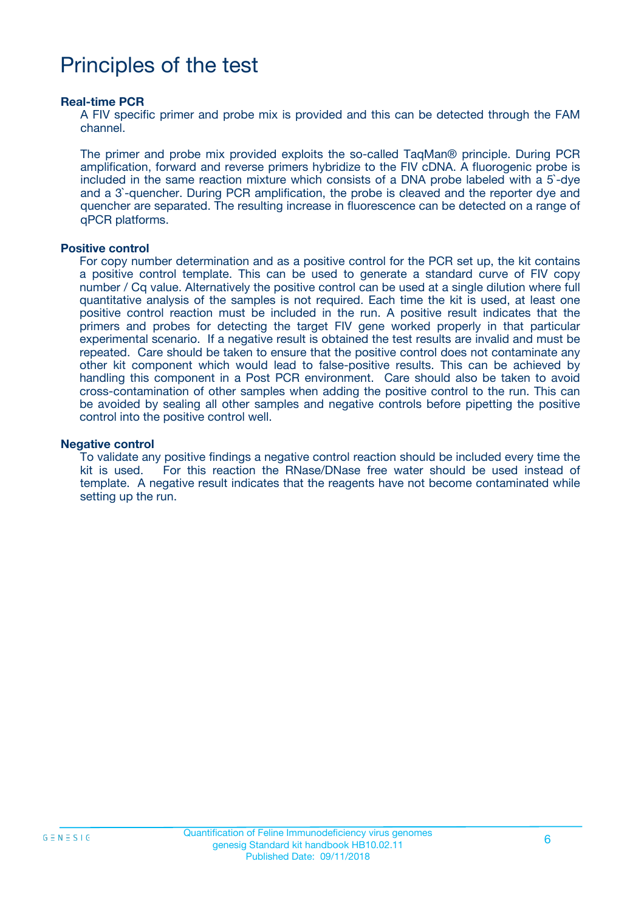# Principles of the test

**Real-time PCR**

A FIV specific primer and probe mix is provided and this can be detected through the FAM channel.

The primer and probe mix provided exploits the so-called TaqMan® principle. During PCR amplification, forward and reverse primers hybridize to the FIV cDNA. A fluorogenic probe is included in the same reaction mixture which consists of a DNA probe labeled with a 5`-dye and a 3`-quencher. During PCR amplification, the probe is cleaved and the reporter dye and quencher are separated. The resulting increase in fluorescence can be detected on a range of qPCR platforms.

**Positive control**

For copy number determination and as a positive control for the PCR set up, the kit contains a positive control template. This can be used to generate a standard curve of FIV copy number / Cq value. Alternatively the positive control can be used at a single dilution where full quantitative analysis of the samples is not required. Each time the kit is used, at least one positive control reaction must be included in the run. A positive result indicates that the primers and probes for detecting the target FIV gene worked properly in that particular experimental scenario. If a negative result is obtained the test results are invalid and must be repeated. Care should be taken to ensure that the positive control does not contaminate any other kit component which would lead to false-positive results. This can be achieved by handling this component in a Post PCR environment. Care should also be taken to avoid cross-contamination of other samples when adding the positive control to the run. This can be avoided by sealing all other samples and negative controls before pipetting the positive control into the positive control well.

**Negative control**

To validate any positive findings a negative control reaction should be included every time the kit is used. For this reaction the RNase/DNase free water should be used instead of template. A negative result indicates that the reagents have not become contaminated while setting up the run.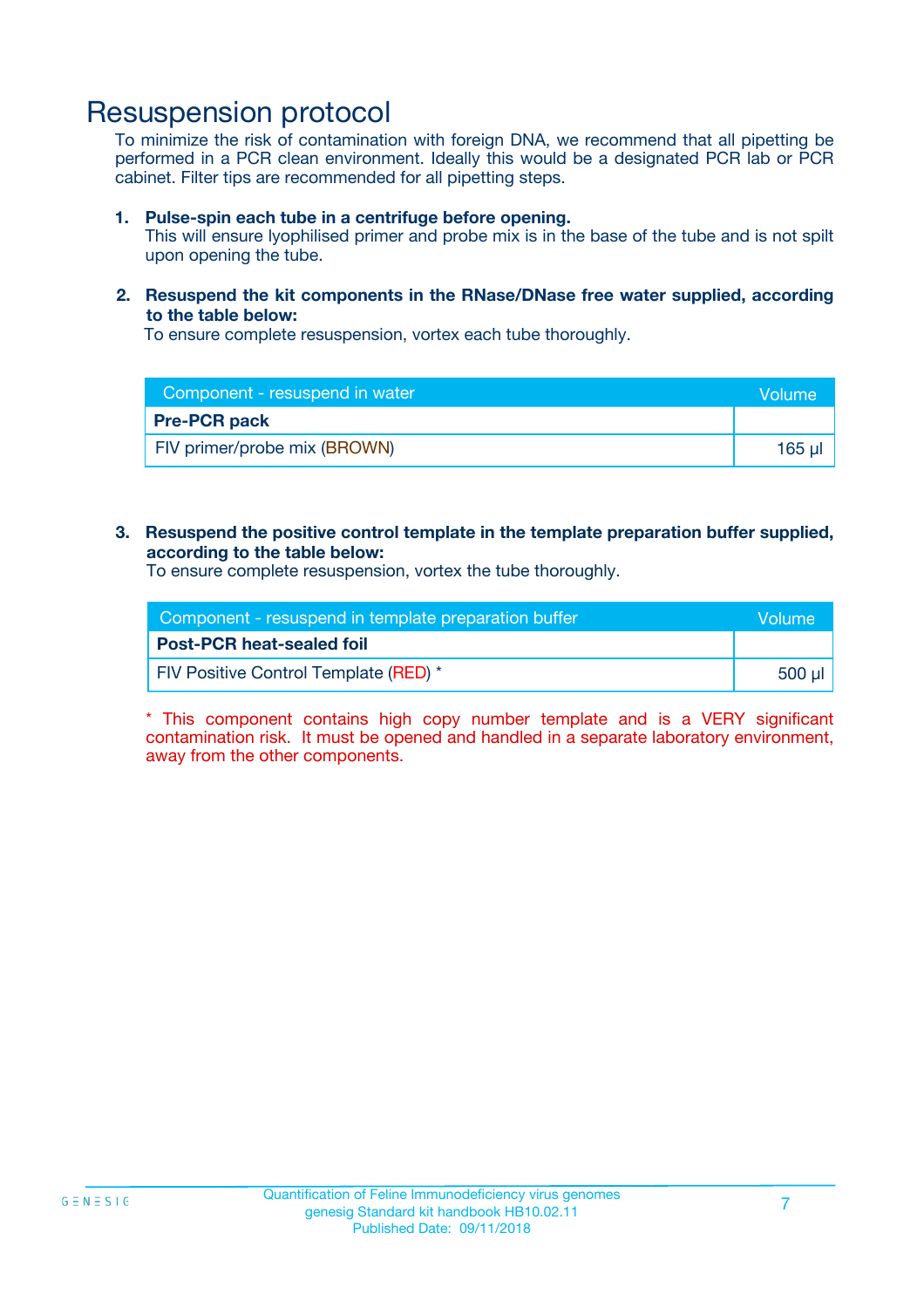# Resuspension protocol

To minimize the risk of contamination with foreign DNA, we recommend that all pipetting be performed in a PCR clean environment. Ideally this would be a designated PCR lab or PCR cabinet. Filter tips are recommended for all pipetting steps.

1. **Pulse-spin each tube in a centrifuge before opening.**
   This will ensure lyophilised primer and probe mix is in the base of the tube and is not spilt upon opening the tube.

2. **Resuspend the kit components in the RNase/DNase free water supplied, according to the table below:**
   To ensure complete resuspension, vortex each tube thoroughly.

| Component - resuspend in water | Volume |
|---|---|
| **Pre-PCR pack** | |
| FIV primer/probe mix (BROWN) | 165 µl |

3. **Resuspend the positive control template in the template preparation buffer supplied, according to the table below:**
   To ensure complete resuspension, vortex the tube thoroughly.

| Component - resuspend in template preparation buffer | Volume |
|---|---|
| **Post-PCR heat-sealed foil** | |
| FIV Positive Control Template (RED) * | 500 µl |

* This component contains high copy number template and is a VERY significant contamination risk. It must be opened and handled in a separate laboratory environment, away from the other components.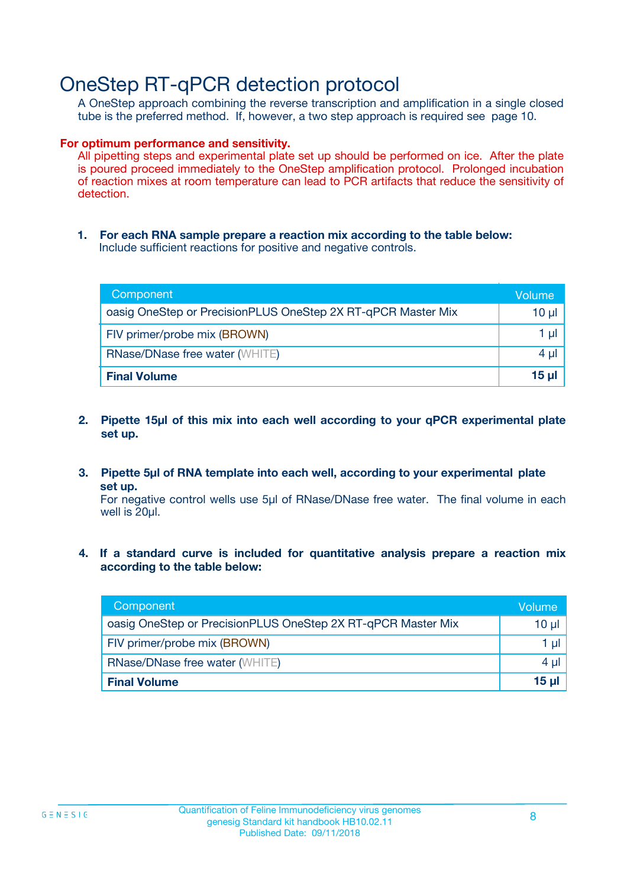# OneStep RT-qPCR detection protocol

A OneStep approach combining the reverse transcription and amplification in a single closed tube is the preferred method. If, however, a two step approach is required see page 10.

**For optimum performance and sensitivity.**

All pipetting steps and experimental plate set up should be performed on ice. After the plate is poured proceed immediately to the OneStep amplification protocol. Prolonged incubation of reaction mixes at room temperature can lead to PCR artifacts that reduce the sensitivity of detection.

1. **For each RNA sample prepare a reaction mix according to the table below:**
   Include sufficient reactions for positive and negative controls.

| Component | Volume |
|---|---|
| oasig OneStep or PrecisionPLUS OneStep 2X RT-qPCR Master Mix | 10 µl |
| FIV primer/probe mix (BROWN) | 1 µl |
| RNase/DNase free water (WHITE) | 4 µl |
| **Final Volume** | **15 µl** |

2. **Pipette 15µl of this mix into each well according to your qPCR experimental plate set up.**

3. **Pipette 5µl of RNA template into each well, according to your experimental plate set up.**
   For negative control wells use 5µl of RNase/DNase free water. The final volume in each well is 20µl.

4. **If a standard curve is included for quantitative analysis prepare a reaction mix according to the table below:**

| Component | Volume |
|---|---|
| oasig OneStep or PrecisionPLUS OneStep 2X RT-qPCR Master Mix | 10 µl |
| FIV primer/probe mix (BROWN) | 1 µl |
| RNase/DNase free water (WHITE) | 4 µl |
| **Final Volume** | **15 µl** |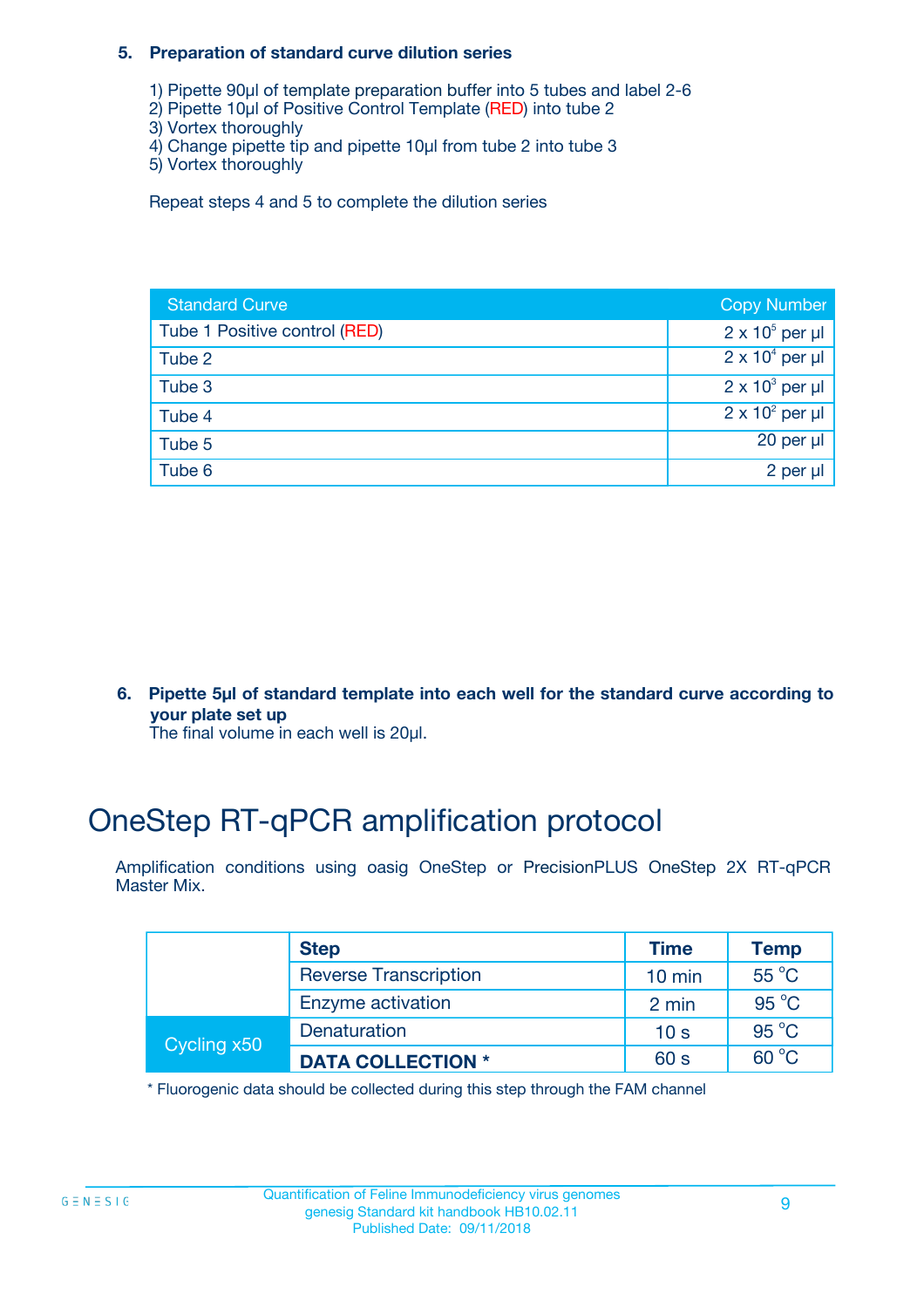### 5. Preparation of standard curve dilution series

1) Pipette 90µl of template preparation buffer into 5 tubes and label 2-6
2) Pipette 10µl of Positive Control Template (RED) into tube 2
3) Vortex thoroughly
4) Change pipette tip and pipette 10µl from tube 2 into tube 3
5) Vortex thoroughly

Repeat steps 4 and 5 to complete the dilution series

| Standard Curve | Copy Number |
|---|---|
| Tube 1 Positive control (RED) | $2 \times 10^5$ per µl |
| Tube 2 | $2 \times 10^4$ per µl |
| Tube 3 | $2 \times 10^3$ per µl |
| Tube 4 | $2 \times 10^2$ per µl |
| Tube 5 | 20 per µl |
| Tube 6 | 2 per µl |

### 6. Pipette 5µl of standard template into each well for the standard curve according to your plate set up

The final volume in each well is 20µl.

# OneStep RT-qPCR amplification protocol

Amplification conditions using oasig OneStep or PrecisionPLUS OneStep 2X RT-qPCR Master Mix.

| | Step | Time | Temp |
|---|---|---|---|
| | Reverse Transcription | 10 min | 55 °C |
| | Enzyme activation | 2 min | 95 °C |
| Cycling x50 | Denaturation | 10 s | 95 °C |
| | **DATA COLLECTION *** | 60 s | 60 °C |

* Fluorogenic data should be collected during this step through the FAM channel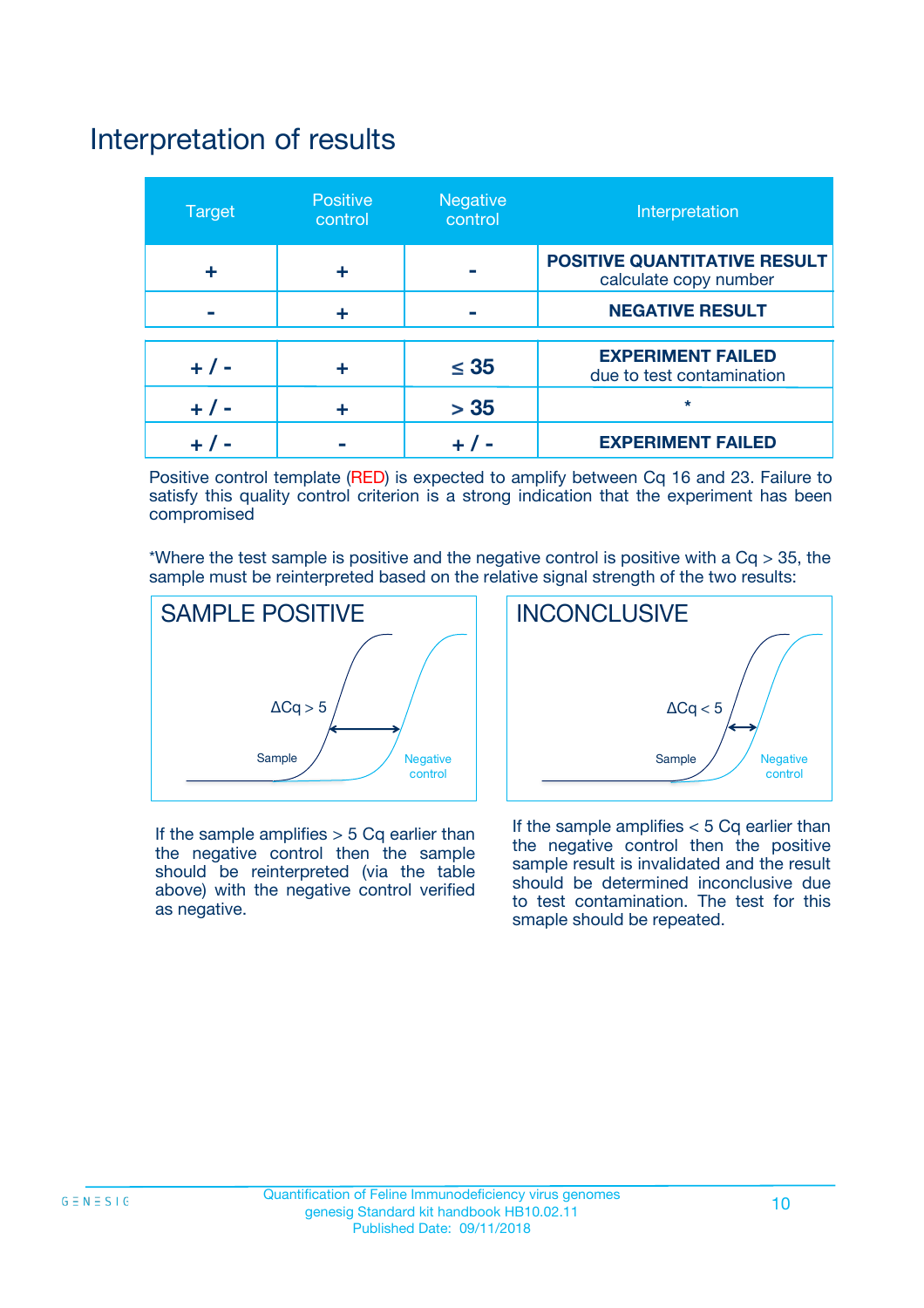# Interpretation of results

| Target | Positive control | Negative control | Interpretation |
|---|---|---|---|
| + | + | - | **POSITIVE QUANTITATIVE RESULT** calculate copy number |
| - | + | - | **NEGATIVE RESULT** |
| + / - | + | ≤ 35 | **EXPERIMENT FAILED** due to test contamination |
| + / - | + | > 35 | * |
| + / - | - | + / - | **EXPERIMENT FAILED** |

Positive control template (RED) is expected to amplify between Cq 16 and 23. Failure to satisfy this quality control criterion is a strong indication that the experiment has been compromised

*Where the test sample is positive and the negative control is positive with a Cq > 35, the sample must be reinterpreted based on the relative signal strength of the two results:

SAMPLE POSITIVE

ΔCq > 5

Sample

Negative control

If the sample amplifies > 5 Cq earlier than the negative control then the sample should be reinterpreted (via the table above) with the negative control verified as negative.

INCONCLUSIVE

ΔCq < 5

Sample

Negative control

If the sample amplifies < 5 Cq earlier than the negative control then the positive sample result is invalidated and the result should be determined inconclusive due to test contamination. The test for this smaple should be repeated.